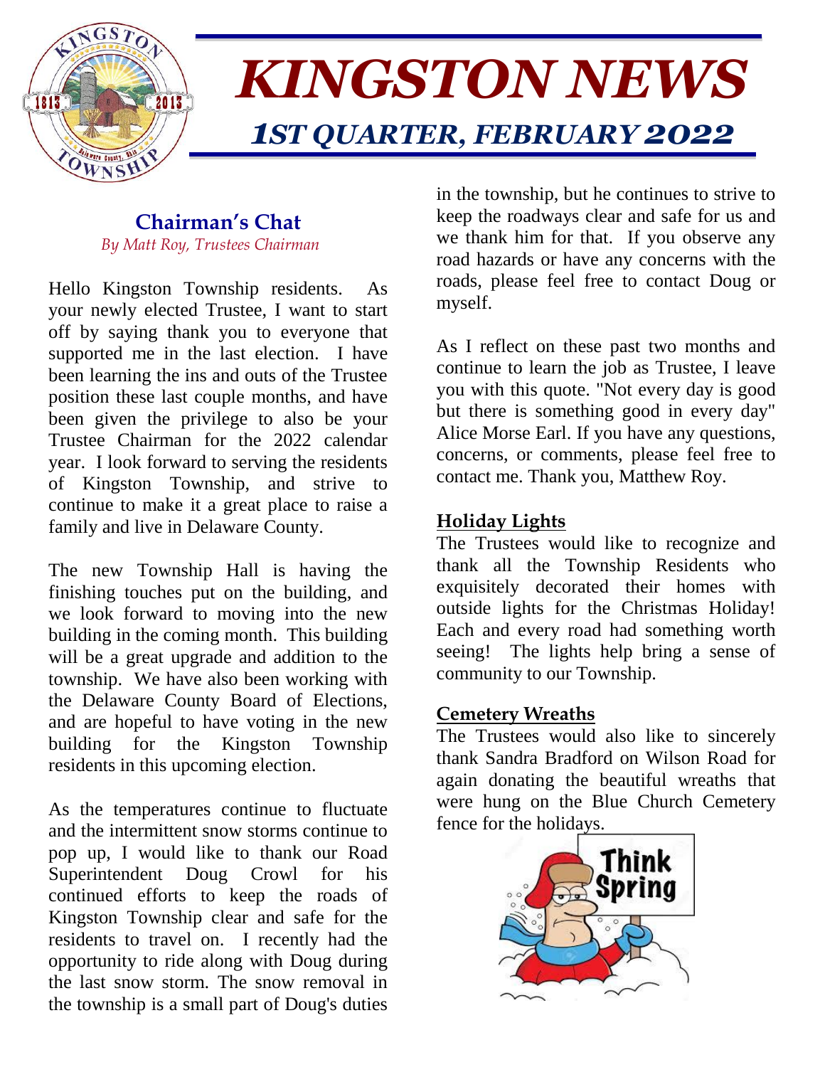# KINGSTON NEWS

## 1ST QUARTER, FEBRUARY 2022

### Chairman's Chat

*By Matt Roy, Trustees Chairman*

Hello Kingston Township residents. As your newly elected Trustee, I want to start off by saying thank you to everyone that supported me in the last election. I have been learning the ins and outs of the Trustee position these last couple months, and have been given the privilege to also be your Trustee Chairman for the 2022 calendar year. I look forward to serving the residents of Kingston Township, and strive to continue to make it a great place to raise a family and live in Delaware County.

The new Township Hall is having the finishing touches put on the building, and we look forward to moving into the new building in the coming month. This building will be a great upgrade and addition to the township. We have also been working with the Delaware County Board of Elections, and are hopeful to have voting in the new building for the Kingston Township residents in this upcoming election.

As the temperatures continue to fluctuate and the intermittent snow storms continue to pop up, I would like to thank our Road Superintendent Doug Crowl for his continued efforts to keep the roads of Kingston Township clear and safe for the residents to travel on. I recently had the opportunity to ride along with Doug during the last snow storm. The snow removal in the township is a small part of Doug's duties in the township, but he continues to strive to keep the roadways clear and safe for us and we thank him for that. If you observe any road hazards or have any concerns with the roads, please feel free to contact Doug or myself.

As I reflect on these past two months and continue to learn the job as Trustee, I leave you with this quote. "Not every day is good but there is something good in every day" Alice Morse Earl. If you have any questions, concerns, or comments, please feel free to contact me. Thank you, Matthew Roy.

### Holiday Lights

The Trustees would like to recognize and thank all the Township Residents who exquisitely decorated their homes with outside lights for the Christmas Holiday! Each and every road had something worth seeing! The lights help bring a sense of community to our Township.

### Cemetery Wreaths

The Trustees would also like to sincerely thank Sandra Bradford on Wilson Road for again donating the beautiful wreaths that were hung on the Blue Church Cemetery fence for the holidays.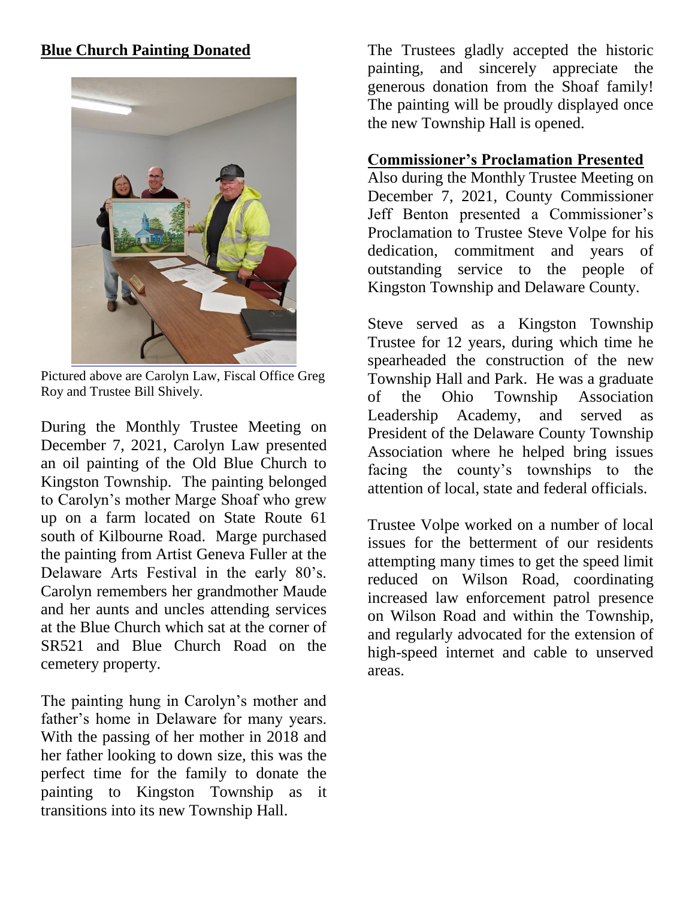## Blue Church Painting Donated

Pictured above are Carolyn Law, Fiscal Office Greg Roy and Trustee Bill Shively.

During the Monthly Trustee Meeting on December 7, 2021, Carolyn Law presented an oil painting of the Old Blue Church to Kingston Township. The painting belonged to Carolyn's mother Marge Shoaf who grew up on a farm located on State Route 61 south of Kilbourne Road. Marge purchased the painting from Artist Geneva Fuller at the Delaware Arts Festival in the early 80's. Carolyn remembers her grandmother Maude and her aunts and uncles attending services at the Blue Church which sat at the corner of SR521 and Blue Church Road on the cemetery property.

The painting hung in Carolyn's mother and father's home in Delaware for many years. With the passing of her mother in 2018 and her father looking to down size, this was the perfect time for the family to donate the painting to Kingston Township as it transitions into its new Township Hall.

The Trustees gladly accepted the historic painting, and sincerely appreciate the generous donation from the Shoaf family! The painting will be proudly displayed once the new Township Hall is opened.

## Commissioner's Proclamation Presented

Also during the Monthly Trustee Meeting on December 7, 2021, County Commissioner Jeff Benton presented a Commissioner's Proclamation to Trustee Steve Volpe for his dedication, commitment and years of outstanding service to the people of Kingston Township and Delaware County.

Steve served as a Kingston Township Trustee for 12 years, during which time he spearheaded the construction of the new Township Hall and Park. He was a graduate of the Ohio Township Association Leadership Academy, and served as President of the Delaware County Township Association where he helped bring issues facing the county's townships to the attention of local, state and federal officials.

Trustee Volpe worked on a number of local issues for the betterment of our residents attempting many times to get the speed limit reduced on Wilson Road, coordinating increased law enforcement patrol presence on Wilson Road and within the Township, and regularly advocated for the extension of high-speed internet and cable to unserved areas.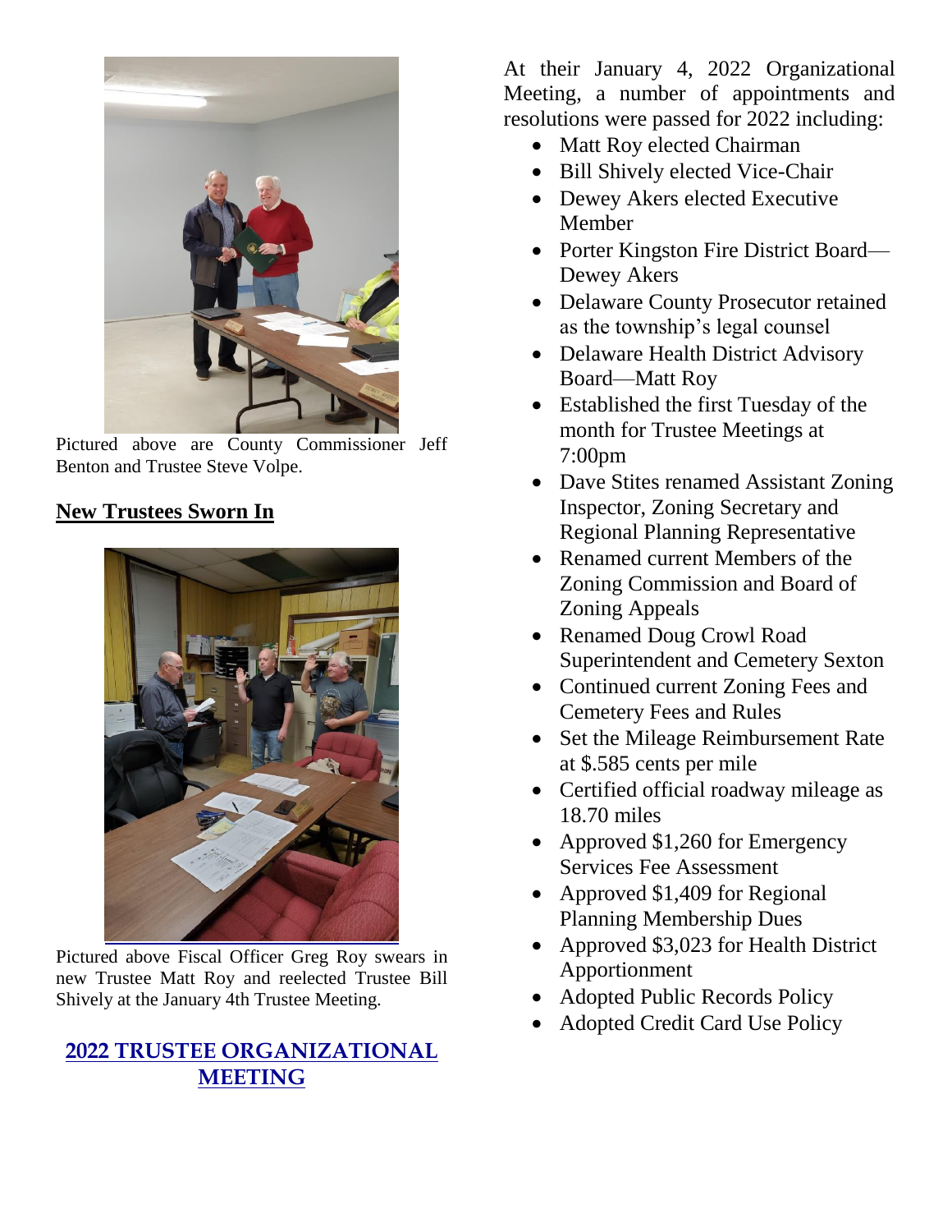Pictured above are County Commissioner Jeff Benton and Trustee Steve Volpe.

## New Trustees Sworn In

Pictured above Fiscal Officer Greg Roy swears in new Trustee Matt Roy and reelected Trustee Bill Shively at the January 4th Trustee Meeting.

## 2022 TRUSTEE ORGANIZATIONAL MEETING

At their January 4, 2022 Organizational Meeting, a number of appointments and resolutions were passed for 2022 including:

- Matt Roy elected Chairman
- Bill Shively elected Vice-Chair
- Dewey Akers elected Executive Member
- Porter Kingston Fire District Board—Dewey Akers
- Delaware County Prosecutor retained as the township's legal counsel
- Delaware Health District Advisory Board—Matt Roy
- Established the first Tuesday of the month for Trustee Meetings at 7:00pm
- Dave Stites renamed Assistant Zoning Inspector, Zoning Secretary and Regional Planning Representative
- Renamed current Members of the Zoning Commission and Board of Zoning Appeals
- Renamed Doug Crowl Road Superintendent and Cemetery Sexton
- Continued current Zoning Fees and Cemetery Fees and Rules
- Set the Mileage Reimbursement Rate at $.585 cents per mile
- Certified official roadway mileage as 18.70 miles
- Approved $1,260 for Emergency Services Fee Assessment
- Approved $1,409 for Regional Planning Membership Dues
- Approved $3,023 for Health District Apportionment
- Adopted Public Records Policy
- Adopted Credit Card Use Policy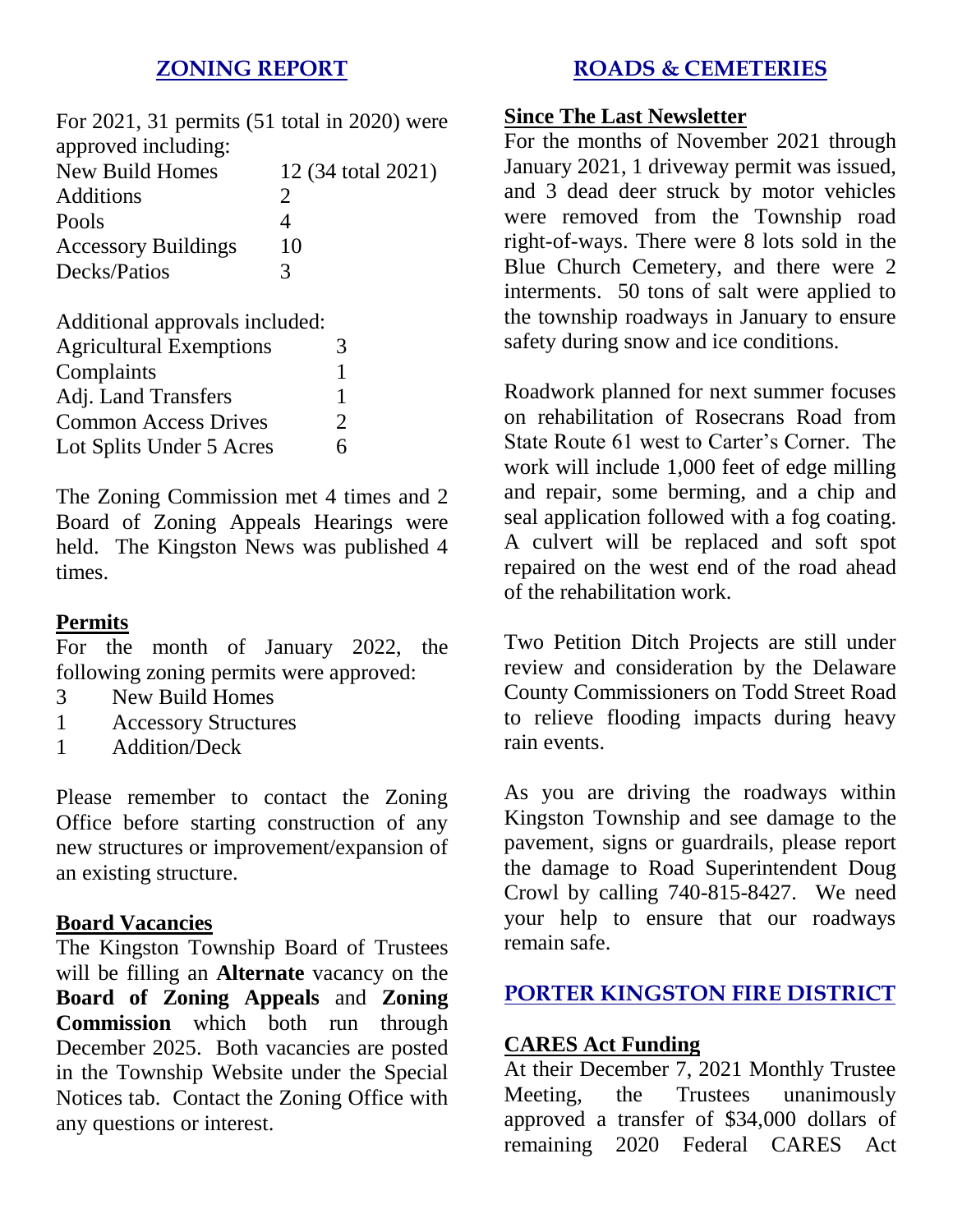## ZONING REPORT

For 2021, 31 permits (51 total in 2020) were approved including:

| | |
|---|---|
| New Build Homes | 12 (34 total 2021) |
| Additions | 2 |
| Pools | 4 |
| Accessory Buildings | 10 |
| Decks/Patios | 3 |

Additional approvals included:

| | |
|---|---|
| Agricultural Exemptions | 3 |
| Complaints | 1 |
| Adj. Land Transfers | 1 |
| Common Access Drives | 2 |
| Lot Splits Under 5 Acres | 6 |

The Zoning Commission met 4 times and 2 Board of Zoning Appeals Hearings were held. The Kingston News was published 4 times.

### Permits

For the month of January 2022, the following zoning permits were approved:

- 3 New Build Homes
- 1 Accessory Structures
- 1 Addition/Deck

Please remember to contact the Zoning Office before starting construction of any new structures or improvement/expansion of an existing structure.

### Board Vacancies

The Kingston Township Board of Trustees will be filling an **Alternate** vacancy on the **Board of Zoning Appeals** and **Zoning Commission** which both run through December 2025. Both vacancies are posted in the Township Website under the Special Notices tab. Contact the Zoning Office with any questions or interest.

## ROADS & CEMETERIES

### Since The Last Newsletter

For the months of November 2021 through January 2021, 1 driveway permit was issued, and 3 dead deer struck by motor vehicles were removed from the Township road right-of-ways. There were 8 lots sold in the Blue Church Cemetery, and there were 2 interments. 50 tons of salt were applied to the township roadways in January to ensure safety during snow and ice conditions.

Roadwork planned for next summer focuses on rehabilitation of Rosecrans Road from State Route 61 west to Carter's Corner. The work will include 1,000 feet of edge milling and repair, some berming, and a chip and seal application followed with a fog coating. A culvert will be replaced and soft spot repaired on the west end of the road ahead of the rehabilitation work.

Two Petition Ditch Projects are still under review and consideration by the Delaware County Commissioners on Todd Street Road to relieve flooding impacts during heavy rain events.

As you are driving the roadways within Kingston Township and see damage to the pavement, signs or guardrails, please report the damage to Road Superintendent Doug Crowl by calling 740-815-8427. We need your help to ensure that our roadways remain safe.

## PORTER KINGSTON FIRE DISTRICT

### CARES Act Funding

At their December 7, 2021 Monthly Trustee Meeting, the Trustees unanimously approved a transfer of $34,000 dollars of remaining 2020 Federal CARES Act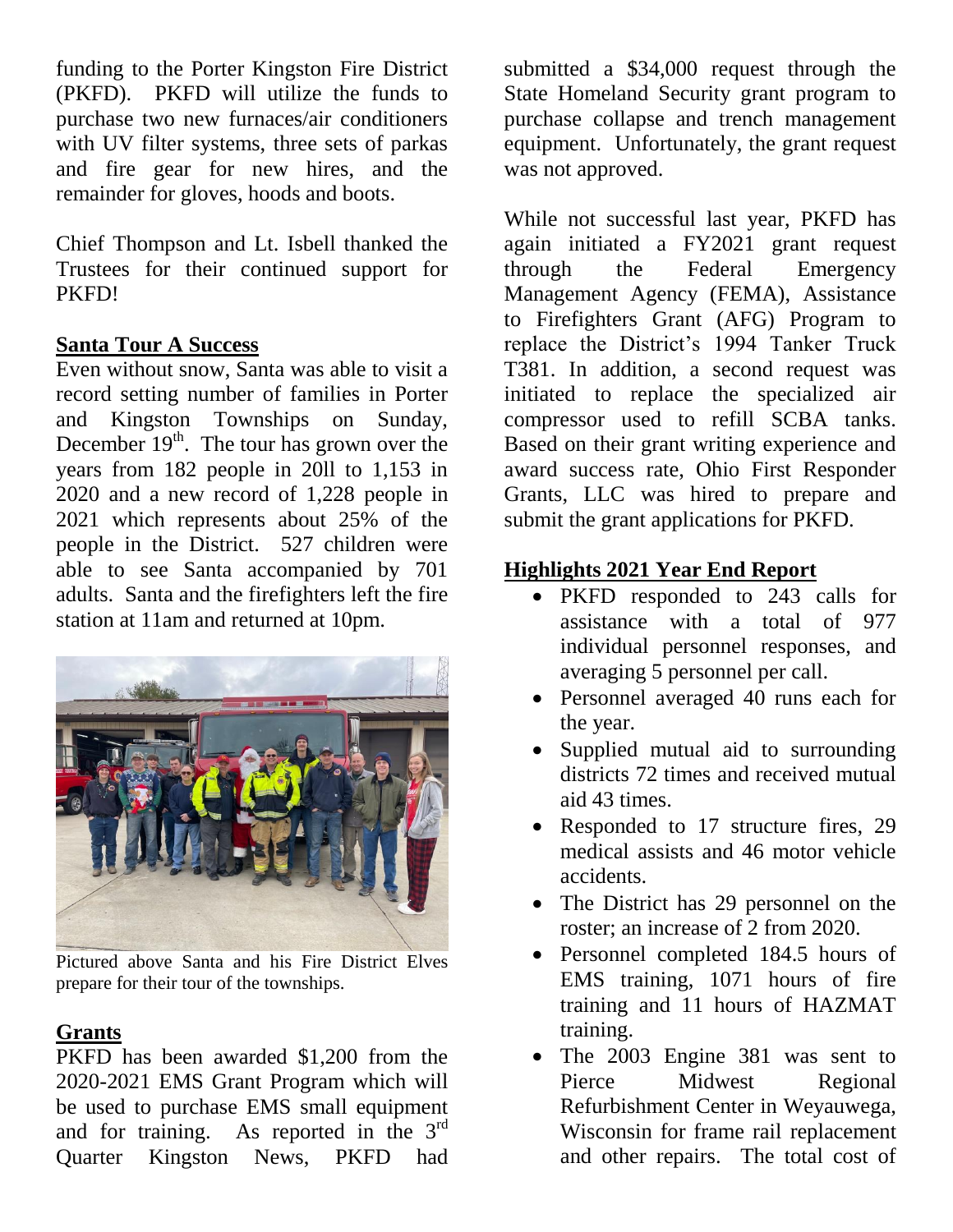funding to the Porter Kingston Fire District (PKFD). PKFD will utilize the funds to purchase two new furnaces/air conditioners with UV filter systems, three sets of parkas and fire gear for new hires, and the remainder for gloves, hoods and boots.

Chief Thompson and Lt. Isbell thanked the Trustees for their continued support for PKFD!

## Santa Tour A Success

Even without snow, Santa was able to visit a record setting number of families in Porter and Kingston Townships on Sunday, December 19th. The tour has grown over the years from 182 people in 20ll to 1,153 in 2020 and a new record of 1,228 people in 2021 which represents about 25% of the people in the District. 527 children were able to see Santa accompanied by 701 adults. Santa and the firefighters left the fire station at 11am and returned at 10pm.

Pictured above Santa and his Fire District Elves prepare for their tour of the townships.

## Grants

PKFD has been awarded $1,200 from the 2020-2021 EMS Grant Program which will be used to purchase EMS small equipment and for training. As reported in the 3rd Quarter Kingston News, PKFD had submitted a $34,000 request through the State Homeland Security grant program to purchase collapse and trench management equipment. Unfortunately, the grant request was not approved.

While not successful last year, PKFD has again initiated a FY2021 grant request through the Federal Emergency Management Agency (FEMA), Assistance to Firefighters Grant (AFG) Program to replace the District's 1994 Tanker Truck T381. In addition, a second request was initiated to replace the specialized air compressor used to refill SCBA tanks. Based on their grant writing experience and award success rate, Ohio First Responder Grants, LLC was hired to prepare and submit the grant applications for PKFD.

## Highlights 2021 Year End Report

- PKFD responded to 243 calls for assistance with a total of 977 individual personnel responses, and averaging 5 personnel per call.
- Personnel averaged 40 runs each for the year.
- Supplied mutual aid to surrounding districts 72 times and received mutual aid 43 times.
- Responded to 17 structure fires, 29 medical assists and 46 motor vehicle accidents.
- The District has 29 personnel on the roster; an increase of 2 from 2020.
- Personnel completed 184.5 hours of EMS training, 1071 hours of fire training and 11 hours of HAZMAT training.
- The 2003 Engine 381 was sent to Pierce Midwest Regional Refurbishment Center in Weyauwega, Wisconsin for frame rail replacement and other repairs. The total cost of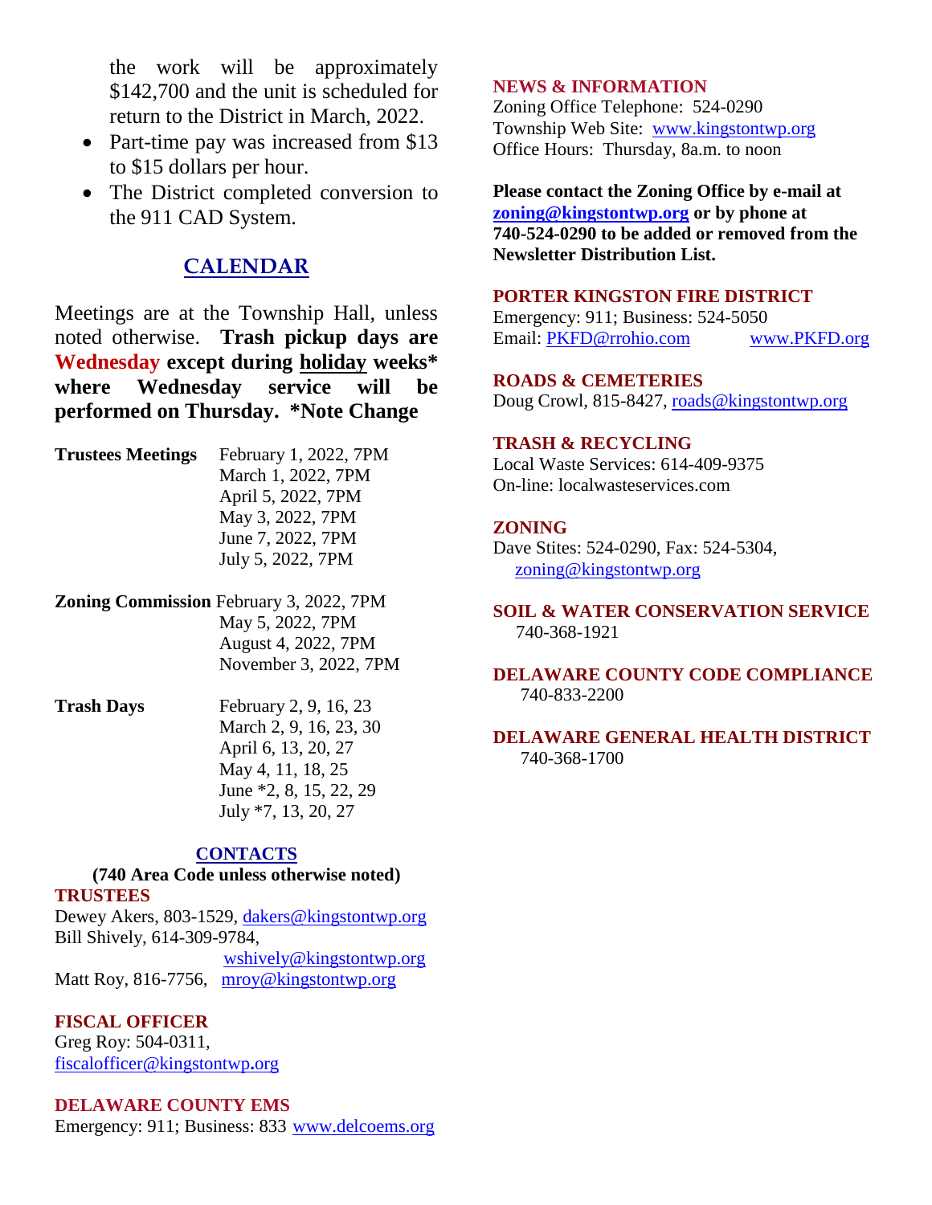the work will be approximately $142,700 and the unit is scheduled for return to the District in March, 2022.

- Part-time pay was increased from $13 to $15 dollars per hour.
- The District completed conversion to the 911 CAD System.

## CALENDAR

Meetings are at the Township Hall, unless noted otherwise. **Trash pickup days are Wednesday except during holiday weeks* where Wednesday service will be performed on Thursday. *Note Change**

| | |
|---|---|
| **Trustees Meetings** | February 1, 2022, 7PM<br>March 1, 2022, 7PM<br>April 5, 2022, 7PM<br>May 3, 2022, 7PM<br>June 7, 2022, 7PM<br>July 5, 2022, 7PM |
| **Zoning Commission** | February 3, 2022, 7PM<br>May 5, 2022, 7PM<br>August 4, 2022, 7PM<br>November 3, 2022, 7PM |
| **Trash Days** | February 2, 9, 16, 23<br>March 2, 9, 16, 23, 30<br>April 6, 13, 20, 27<br>May 4, 11, 18, 25<br>June *2, 8, 15, 22, 29<br>July *7, 13, 20, 27 |

## CONTACTS

**(740 Area Code unless otherwise noted)**

**TRUSTEES**

Dewey Akers, 803-1529, dakers@kingstontwp.org
Bill Shively, 614-309-9784, wshively@kingstontwp.org
Matt Roy, 816-7756, mroy@kingstontwp.org

**FISCAL OFFICER**

Greg Roy: 504-0311, fiscalofficer@kingstontwp.org

**DELAWARE COUNTY EMS**

Emergency: 911; Business: 833 www.delcoems.org

**NEWS & INFORMATION**

Zoning Office Telephone: 524-0290
Township Web Site: www.kingstontwp.org
Office Hours: Thursday, 8a.m. to noon

**Please contact the Zoning Office by e-mail at zoning@kingstontwp.org or by phone at 740-524-0290 to be added or removed from the Newsletter Distribution List.**

**PORTER KINGSTON FIRE DISTRICT**

Emergency: 911; Business: 524-5050
Email: PKFD@rrohio.com www.PKFD.org

**ROADS & CEMETERIES**

Doug Crowl, 815-8427, roads@kingstontwp.org

**TRASH & RECYCLING**

Local Waste Services: 614-409-9375
On-line: localwasteservices.com

**ZONING**

Dave Stites: 524-0290, Fax: 524-5304, zoning@kingstontwp.org

**SOIL & WATER CONSERVATION SERVICE**

740-368-1921

**DELAWARE COUNTY CODE COMPLIANCE**

740-833-2200

**DELAWARE GENERAL HEALTH DISTRICT**

740-368-1700